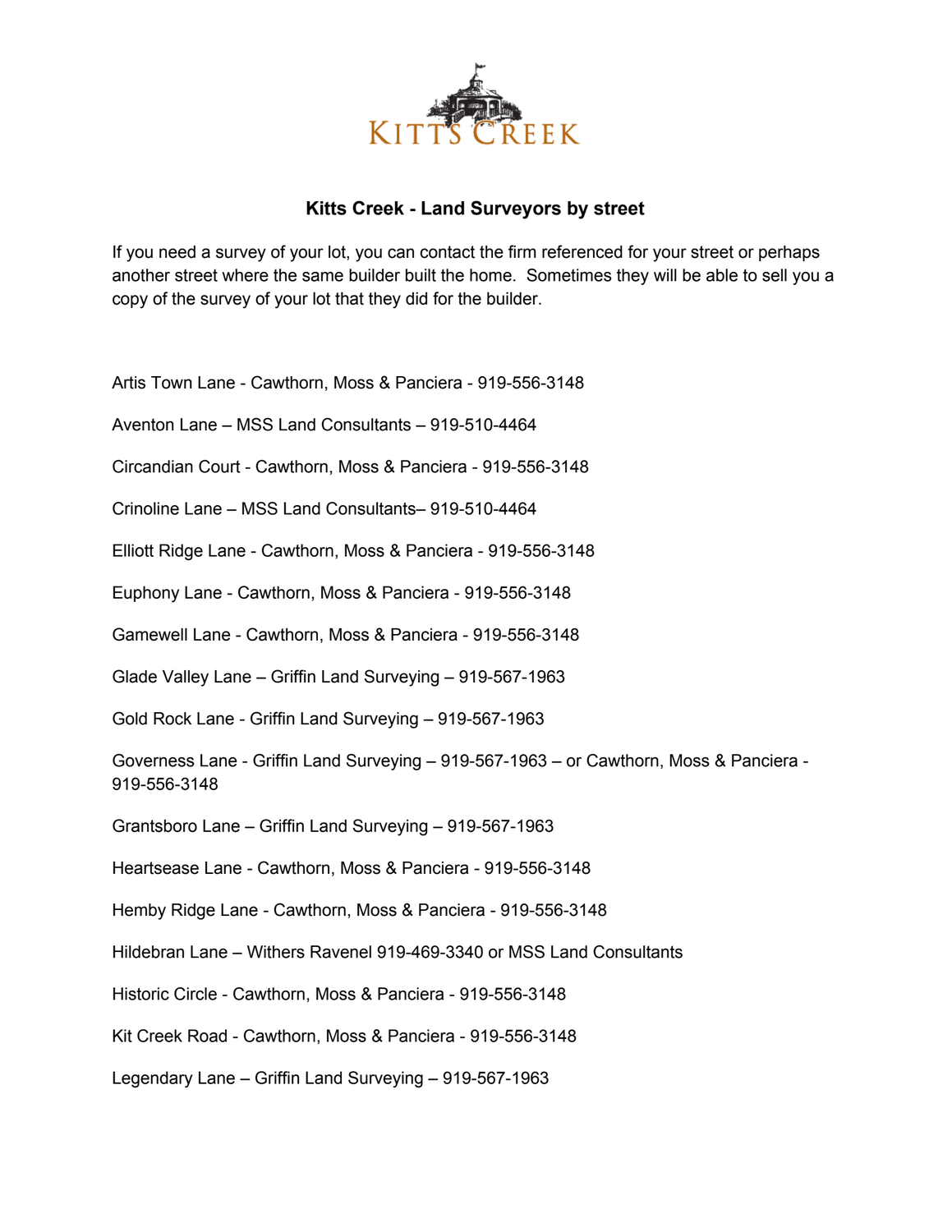KITTS CREEK

## Kitts Creek - Land Surveyors by street

If you need a survey of your lot, you can contact the firm referenced for your street or perhaps another street where the same builder built the home. Sometimes they will be able to sell you a copy of the survey of your lot that they did for the builder.

Artis Town Lane - Cawthorn, Moss & Panciera - 919-556-3148

Aventon Lane – MSS Land Consultants – 919-510-4464

Circandian Court - Cawthorn, Moss & Panciera - 919-556-3148

Crinoline Lane – MSS Land Consultants– 919-510-4464

Elliott Ridge Lane - Cawthorn, Moss & Panciera - 919-556-3148

Euphony Lane - Cawthorn, Moss & Panciera - 919-556-3148

Gamewell Lane - Cawthorn, Moss & Panciera - 919-556-3148

Glade Valley Lane – Griffin Land Surveying – 919-567-1963

Gold Rock Lane - Griffin Land Surveying – 919-567-1963

Governess Lane - Griffin Land Surveying – 919-567-1963 – or Cawthorn, Moss & Panciera - 919-556-3148

Grantsboro Lane – Griffin Land Surveying – 919-567-1963

Heartsease Lane - Cawthorn, Moss & Panciera - 919-556-3148

Hemby Ridge Lane - Cawthorn, Moss & Panciera - 919-556-3148

Hildebran Lane – Withers Ravenel 919-469-3340 or MSS Land Consultants

Historic Circle - Cawthorn, Moss & Panciera - 919-556-3148

Kit Creek Road - Cawthorn, Moss & Panciera - 919-556-3148

Legendary Lane – Griffin Land Surveying – 919-567-1963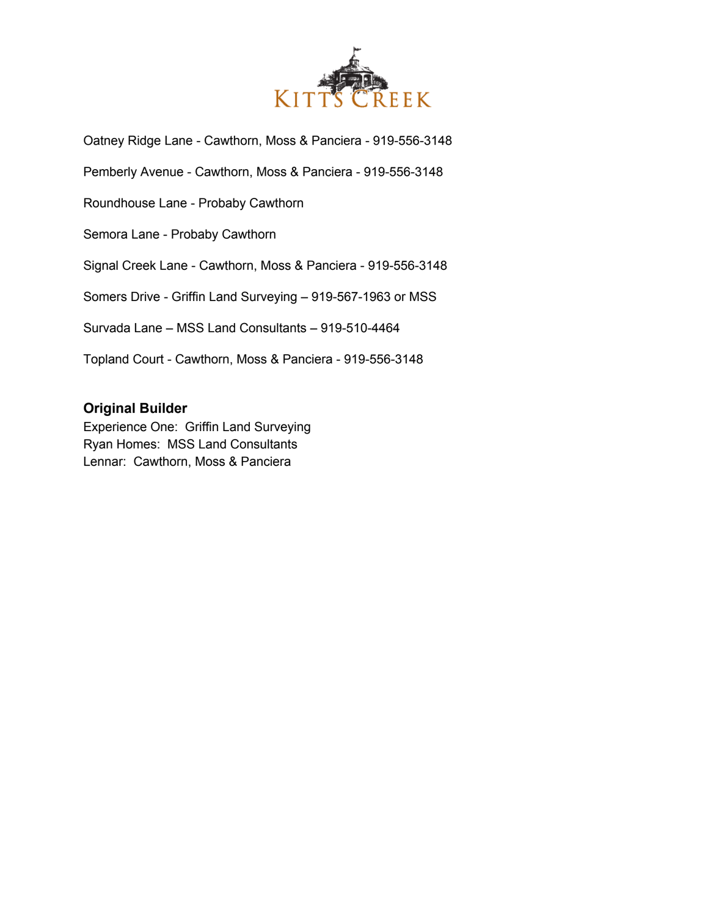Oatney Ridge Lane - Cawthorn, Moss & Panciera - 919-556-3148

Pemberly Avenue - Cawthorn, Moss & Panciera - 919-556-3148

Roundhouse Lane - Probaby Cawthorn

Semora Lane - Probaby Cawthorn

Signal Creek Lane - Cawthorn, Moss & Panciera - 919-556-3148

Somers Drive - Griffin Land Surveying – 919-567-1963 or MSS

Survada Lane – MSS Land Consultants – 919-510-4464

Topland Court - Cawthorn, Moss & Panciera - 919-556-3148

**Original Builder**
Experience One: Griffin Land Surveying
Ryan Homes: MSS Land Consultants
Lennar: Cawthorn, Moss & Panciera